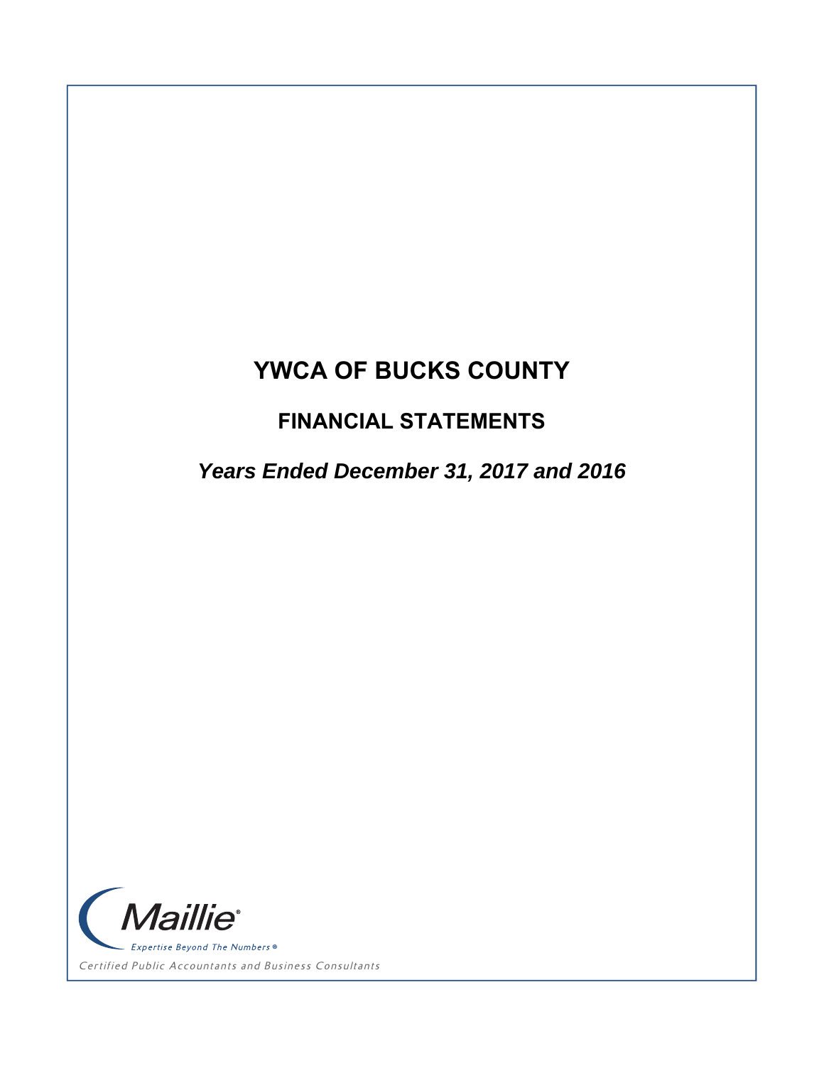# YWCA OF BUCKS COUNTY

## FINANCIAL STATEMENTS

***Years Ended December 31, 2017 and 2016***

Maillie®

Expertise Beyond The Numbers®

Certified Public Accountants and Business Consultants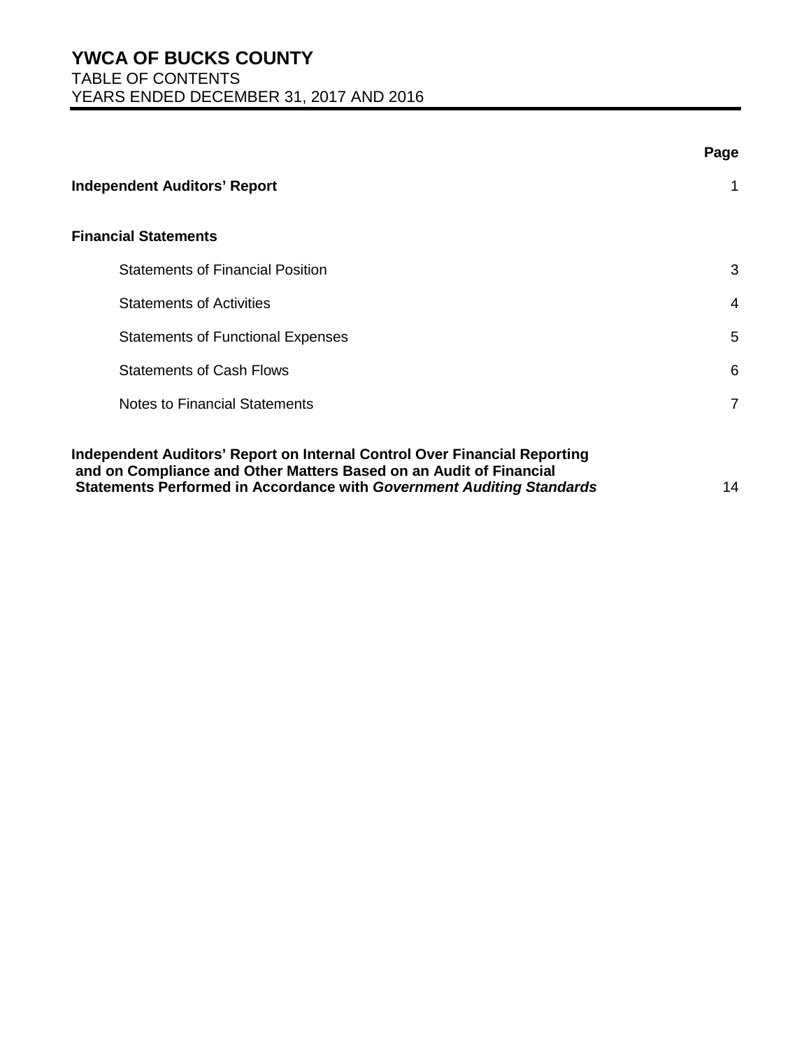# YWCA OF BUCKS COUNTY

TABLE OF CONTENTS

YEARS ENDED DECEMBER 31, 2017 AND 2016

| | Page |
|---|---|
| **Independent Auditors' Report** | 1 |
| **Financial Statements** | |
| Statements of Financial Position | 3 |
| Statements of Activities | 4 |
| Statements of Functional Expenses | 5 |
| Statements of Cash Flows | 6 |
| Notes to Financial Statements | 7 |
| **Independent Auditors' Report on Internal Control Over Financial Reporting and on Compliance and Other Matters Based on an Audit of Financial Statements Performed in Accordance with *Government Auditing Standards*** | 14 |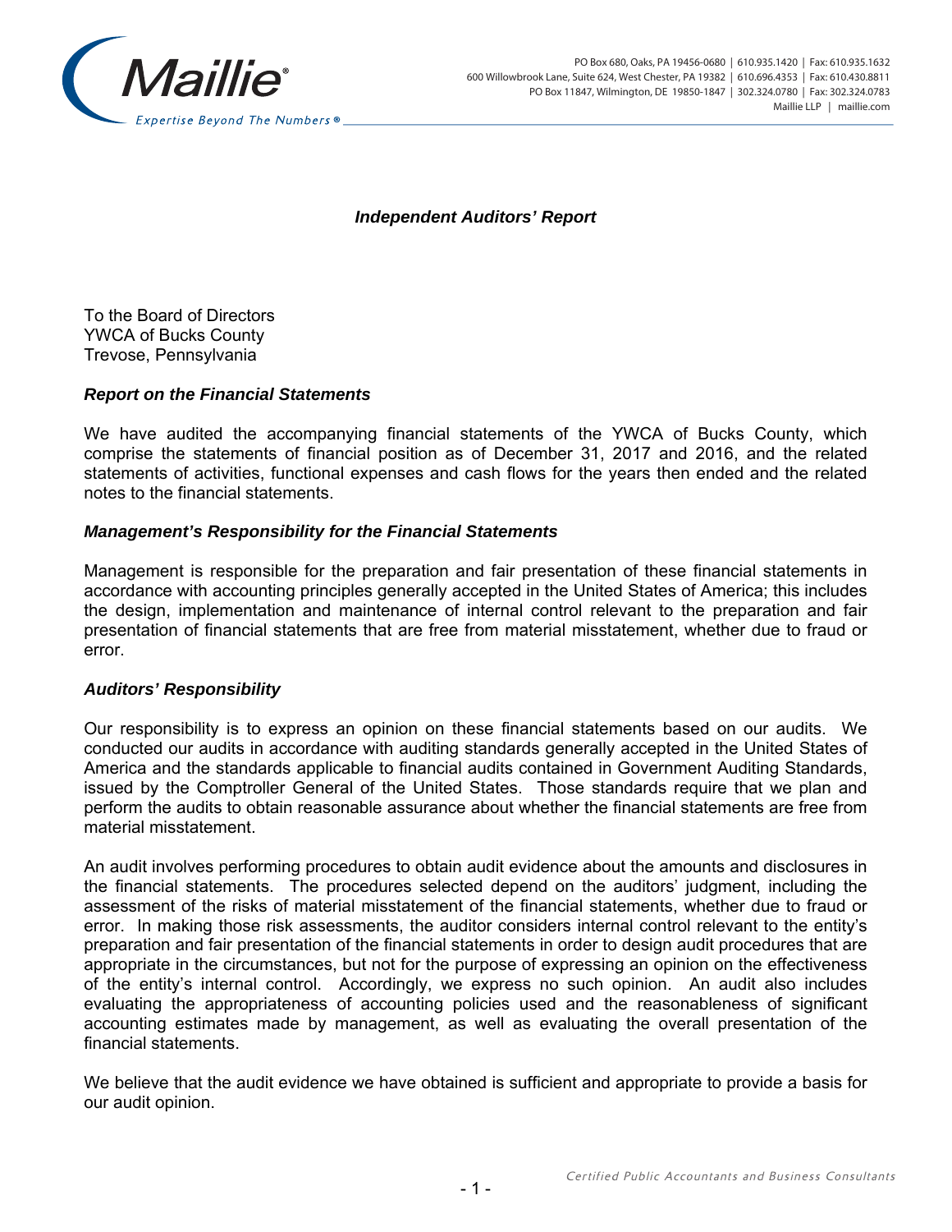# *Independent Auditors' Report*

To the Board of Directors
YWCA of Bucks County
Trevose, Pennsylvania

### *Report on the Financial Statements*

We have audited the accompanying financial statements of the YWCA of Bucks County, which comprise the statements of financial position as of December 31, 2017 and 2016, and the related statements of activities, functional expenses and cash flows for the years then ended and the related notes to the financial statements.

### *Management's Responsibility for the Financial Statements*

Management is responsible for the preparation and fair presentation of these financial statements in accordance with accounting principles generally accepted in the United States of America; this includes the design, implementation and maintenance of internal control relevant to the preparation and fair presentation of financial statements that are free from material misstatement, whether due to fraud or error.

### *Auditors' Responsibility*

Our responsibility is to express an opinion on these financial statements based on our audits. We conducted our audits in accordance with auditing standards generally accepted in the United States of America and the standards applicable to financial audits contained in Government Auditing Standards, issued by the Comptroller General of the United States. Those standards require that we plan and perform the audits to obtain reasonable assurance about whether the financial statements are free from material misstatement.

An audit involves performing procedures to obtain audit evidence about the amounts and disclosures in the financial statements. The procedures selected depend on the auditors' judgment, including the assessment of the risks of material misstatement of the financial statements, whether due to fraud or error. In making those risk assessments, the auditor considers internal control relevant to the entity's preparation and fair presentation of the financial statements in order to design audit procedures that are appropriate in the circumstances, but not for the purpose of expressing an opinion on the effectiveness of the entity's internal control. Accordingly, we express no such opinion. An audit also includes evaluating the appropriateness of accounting policies used and the reasonableness of significant accounting estimates made by management, as well as evaluating the overall presentation of the financial statements.

We believe that the audit evidence we have obtained is sufficient and appropriate to provide a basis for our audit opinion.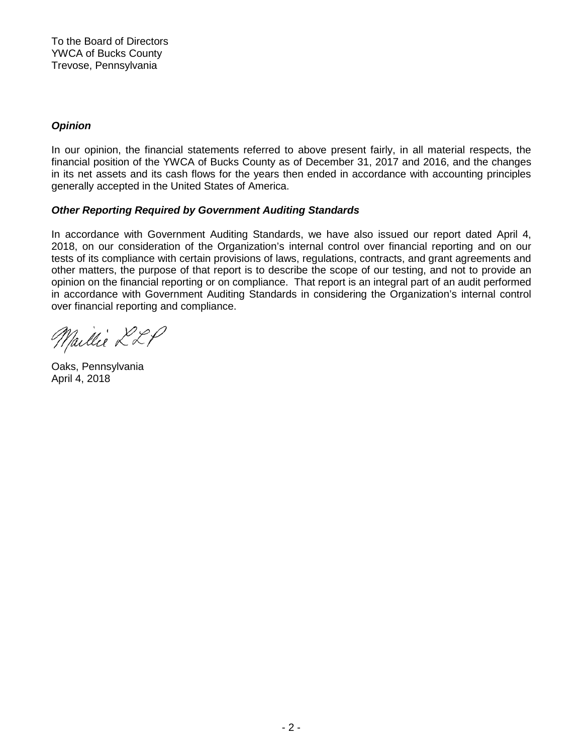To the Board of Directors
YWCA of Bucks County
Trevose, Pennsylvania

### *Opinion*

In our opinion, the financial statements referred to above present fairly, in all material respects, the financial position of the YWCA of Bucks County as of December 31, 2017 and 2016, and the changes in its net assets and its cash flows for the years then ended in accordance with accounting principles generally accepted in the United States of America.

### *Other Reporting Required by Government Auditing Standards*

In accordance with Government Auditing Standards, we have also issued our report dated April 4, 2018, on our consideration of the Organization's internal control over financial reporting and on our tests of its compliance with certain provisions of laws, regulations, contracts, and grant agreements and other matters, the purpose of that report is to describe the scope of our testing, and not to provide an opinion on the financial reporting or on compliance. That report is an integral part of an audit performed in accordance with Government Auditing Standards in considering the Organization's internal control over financial reporting and compliance.

Maillie LLP

Oaks, Pennsylvania
April 4, 2018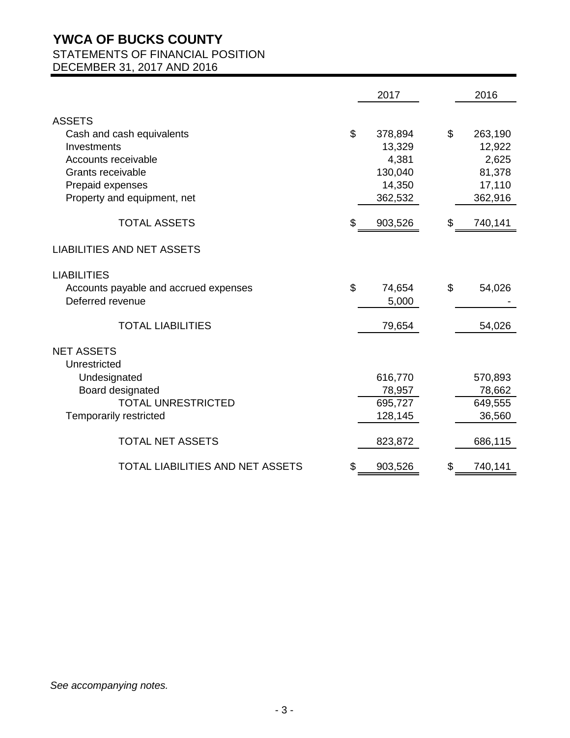# YWCA OF BUCKS COUNTY

STATEMENTS OF FINANCIAL POSITION
DECEMBER 31, 2017 AND 2016

| | 2017 | 2016 |
|---|---|---|
| **ASSETS** | | |
| Cash and cash equivalents | $ 378,894 | $ 263,190 |
| Investments | 13,329 | 12,922 |
| Accounts receivable | 4,381 | 2,625 |
| Grants receivable | 130,040 | 81,378 |
| Prepaid expenses | 14,350 | 17,110 |
| Property and equipment, net | 362,532 | 362,916 |
| TOTAL ASSETS | $ 903,526 | $ 740,141 |
| **LIABILITIES AND NET ASSETS** | | |
| **LIABILITIES** | | |
| Accounts payable and accrued expenses | $ 74,654 | $ 54,026 |
| Deferred revenue | 5,000 | - |
| TOTAL LIABILITIES | 79,654 | 54,026 |
| **NET ASSETS** | | |
| Unrestricted | | |
| Undesignated | 616,770 | 570,893 |
| Board designated | 78,957 | 78,662 |
| TOTAL UNRESTRICTED | 695,727 | 649,555 |
| Temporarily restricted | 128,145 | 36,560 |
| TOTAL NET ASSETS | 823,872 | 686,115 |
| TOTAL LIABILITIES AND NET ASSETS | $ 903,526 | $ 740,141 |

*See accompanying notes.*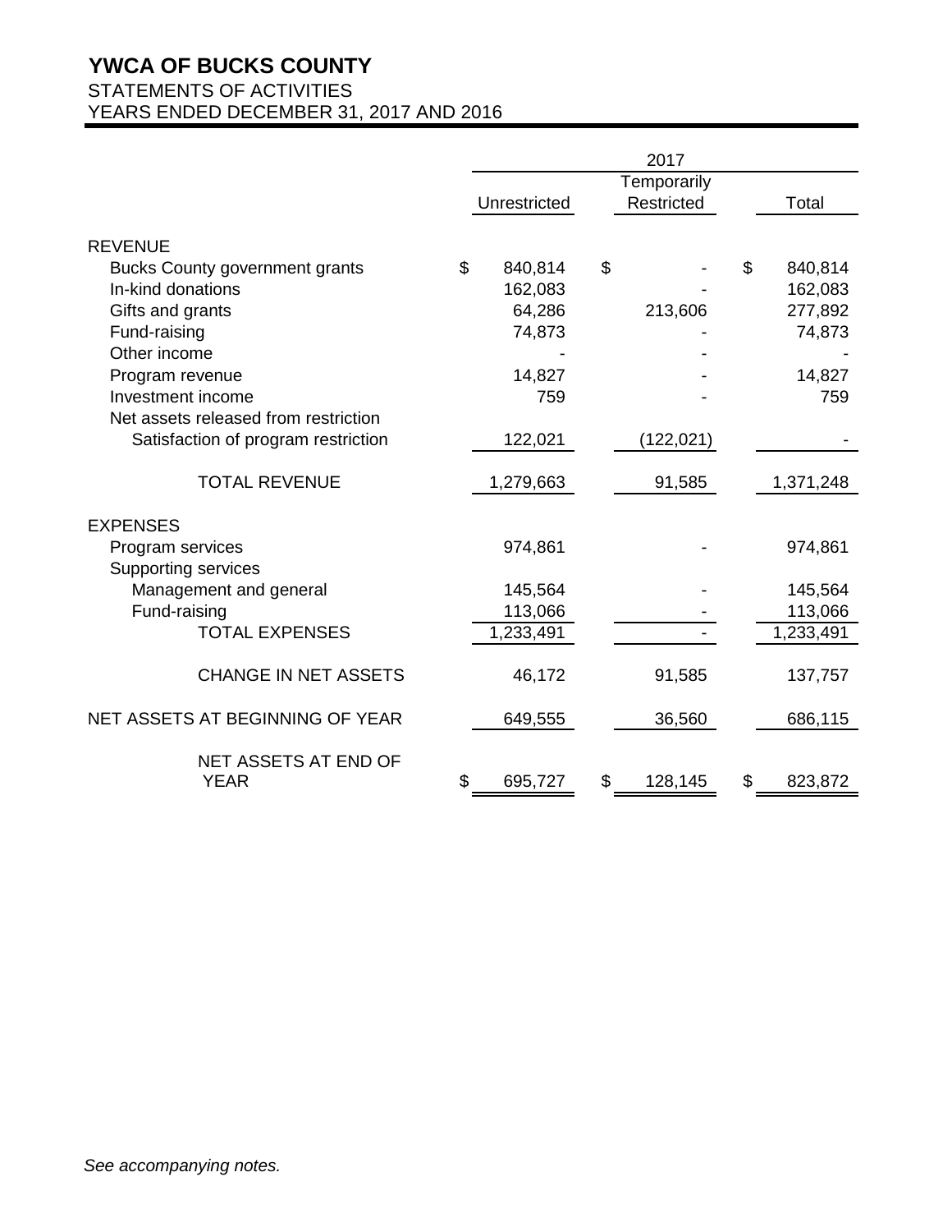**YWCA OF BUCKS COUNTY**
STATEMENTS OF ACTIVITIES
YEARS ENDED DECEMBER 31, 2017 AND 2016

| | 2017 | | |
|---|---|---|---|
| | Unrestricted | Temporarily Restricted | Total |
| **REVENUE** | | | |
| Bucks County government grants | $ 840,814 | $ - | $ 840,814 |
| In-kind donations | 162,083 | - | 162,083 |
| Gifts and grants | 64,286 | 213,606 | 277,892 |
| Fund-raising | 74,873 | - | 74,873 |
| Other income | - | - | - |
| Program revenue | 14,827 | - | 14,827 |
| Investment income | 759 | - | 759 |
| Net assets released from restriction | | | |
| Satisfaction of program restriction | 122,021 | (122,021) | - |
| TOTAL REVENUE | 1,279,663 | 91,585 | 1,371,248 |
| **EXPENSES** | | | |
| Program services | 974,861 | - | 974,861 |
| Supporting services | | | |
| Management and general | 145,564 | - | 145,564 |
| Fund-raising | 113,066 | - | 113,066 |
| TOTAL EXPENSES | 1,233,491 | - | 1,233,491 |
| CHANGE IN NET ASSETS | 46,172 | 91,585 | 137,757 |
| NET ASSETS AT BEGINNING OF YEAR | 649,555 | 36,560 | 686,115 |
| NET ASSETS AT END OF YEAR | $ 695,727 | $ 128,145 | $ 823,872 |

*See accompanying notes.*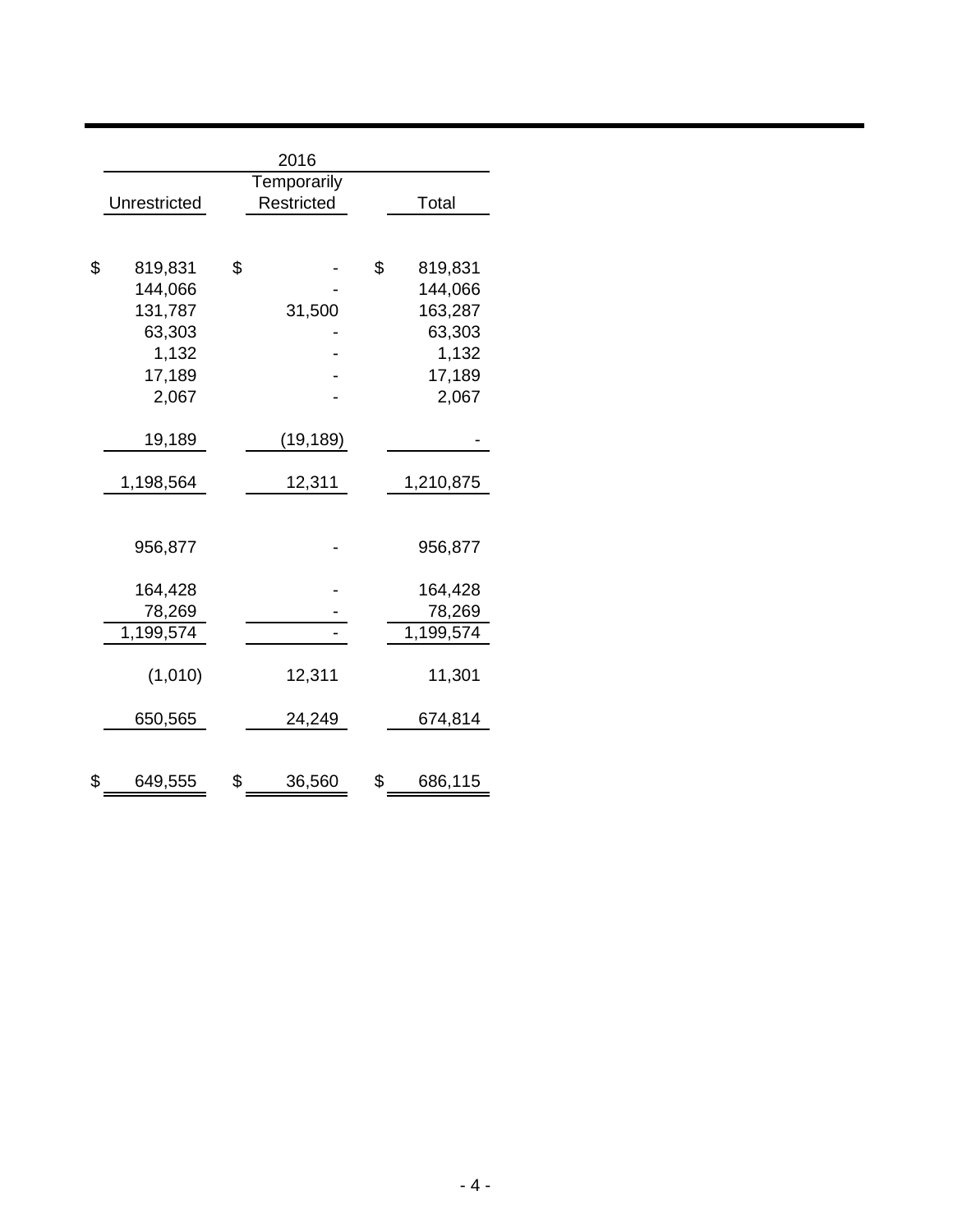| 2016 | | |
|---|---|---|
| Unrestricted | Temporarily Restricted | Total |
| $ 819,831 | $ - | $ 819,831 |
| 144,066 | - | 144,066 |
| 131,787 | 31,500 | 163,287 |
| 63,303 | - | 63,303 |
| 1,132 | - | 1,132 |
| 17,189 | - | 17,189 |
| 2,067 | - | 2,067 |
| 19,189 | (19,189) | - |
| 1,198,564 | 12,311 | 1,210,875 |
| 956,877 | - | 956,877 |
| 164,428 | - | 164,428 |
| 78,269 | - | 78,269 |
| 1,199,574 | - | 1,199,574 |
| (1,010) | 12,311 | 11,301 |
| 650,565 | 24,249 | 674,814 |
| $ 649,555 | $ 36,560 | $ 686,115 |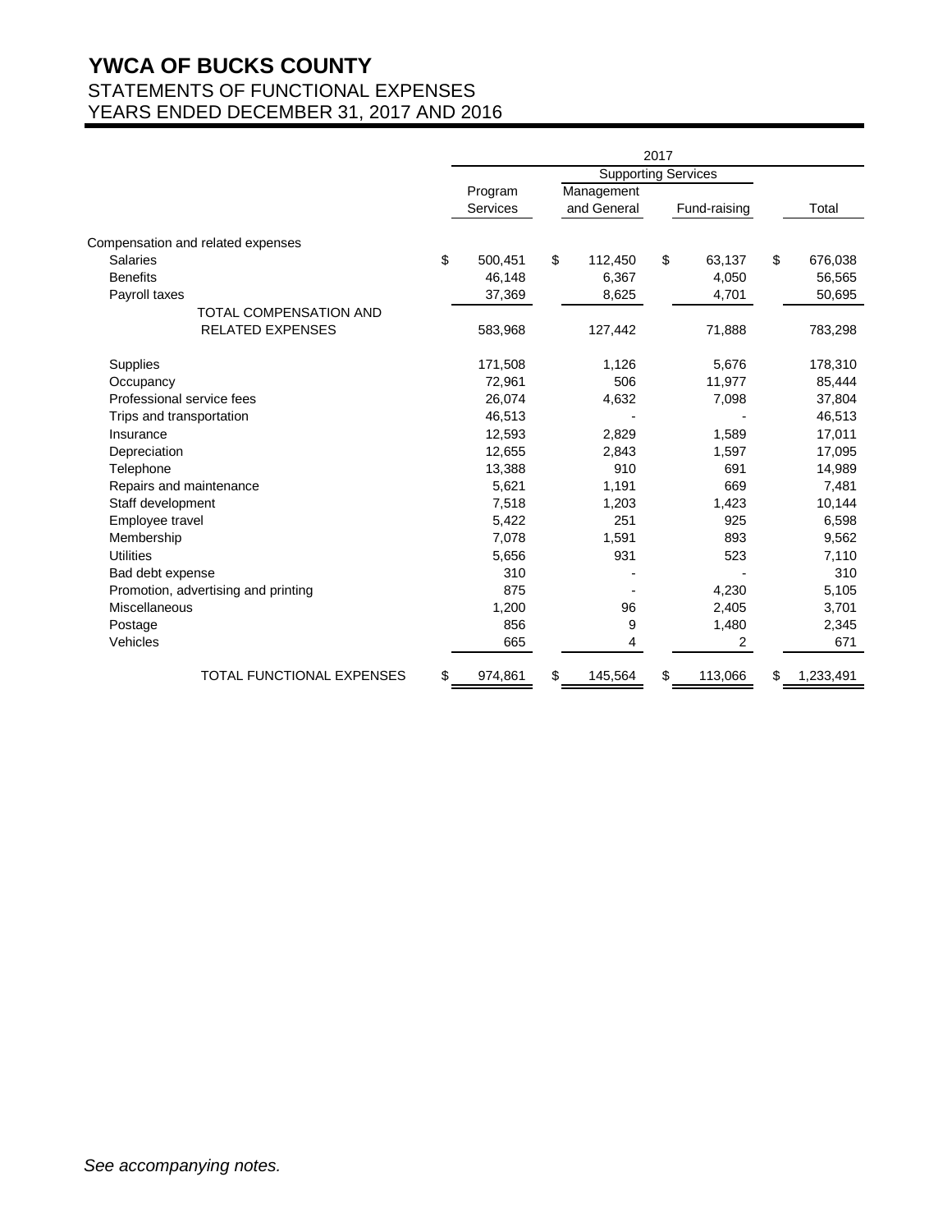# YWCA OF BUCKS COUNTY

## STATEMENTS OF FUNCTIONAL EXPENSES

## YEARS ENDED DECEMBER 31, 2017 AND 2016

| | 2017 | | | |
|---|---|---|---|---|
| | | Supporting Services | | |
| | Program Services | Management and General | Fund-raising | Total |
| Compensation and related expenses | | | | |
| Salaries | $ 500,451 | $ 112,450 | $ 63,137 | $ 676,038 |
| Benefits | 46,148 | 6,367 | 4,050 | 56,565 |
| Payroll taxes | 37,369 | 8,625 | 4,701 | 50,695 |
| TOTAL COMPENSATION AND RELATED EXPENSES | 583,968 | 127,442 | 71,888 | 783,298 |
| Supplies | 171,508 | 1,126 | 5,676 | 178,310 |
| Occupancy | 72,961 | 506 | 11,977 | 85,444 |
| Professional service fees | 26,074 | 4,632 | 7,098 | 37,804 |
| Trips and transportation | 46,513 | - | - | 46,513 |
| Insurance | 12,593 | 2,829 | 1,589 | 17,011 |
| Depreciation | 12,655 | 2,843 | 1,597 | 17,095 |
| Telephone | 13,388 | 910 | 691 | 14,989 |
| Repairs and maintenance | 5,621 | 1,191 | 669 | 7,481 |
| Staff development | 7,518 | 1,203 | 1,423 | 10,144 |
| Employee travel | 5,422 | 251 | 925 | 6,598 |
| Membership | 7,078 | 1,591 | 893 | 9,562 |
| Utilities | 5,656 | 931 | 523 | 7,110 |
| Bad debt expense | 310 | - | - | 310 |
| Promotion, advertising and printing | 875 | - | 4,230 | 5,105 |
| Miscellaneous | 1,200 | 96 | 2,405 | 3,701 |
| Postage | 856 | 9 | 1,480 | 2,345 |
| Vehicles | 665 | 4 | 2 | 671 |
| TOTAL FUNCTIONAL EXPENSES | $ 974,861 | $ 145,564 | $ 113,066 | $ 1,233,491 |

*See accompanying notes.*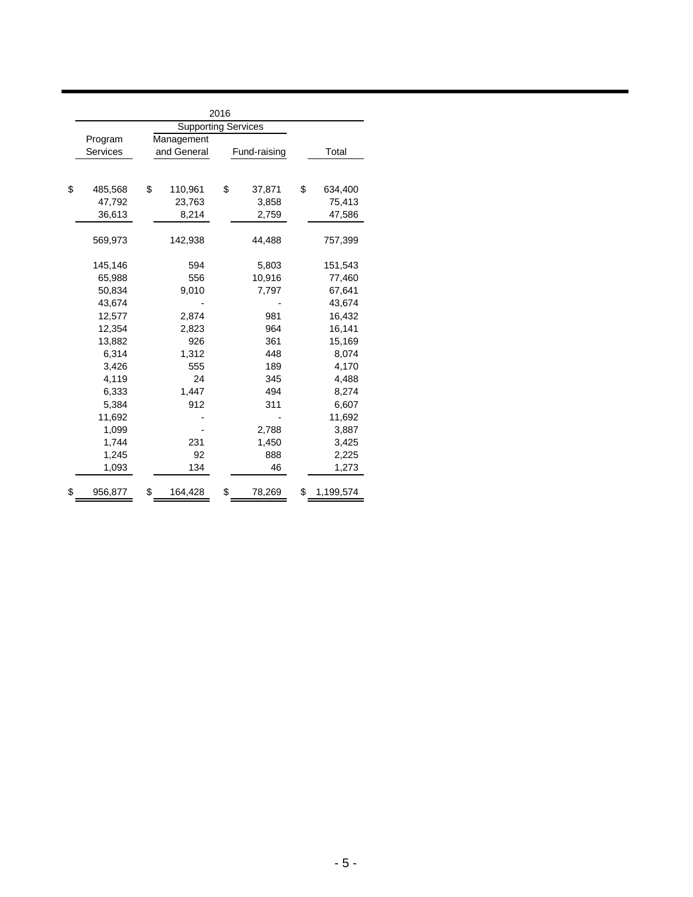| 2016 | | | |
|---|---|---|---|
| | Supporting Services | | |
| Program Services | Management and General | Fund-raising | Total |
| $ 485,568 | $ 110,961 | $ 37,871 | $ 634,400 |
| 47,792 | 23,763 | 3,858 | 75,413 |
| 36,613 | 8,214 | 2,759 | 47,586 |
| 569,973 | 142,938 | 44,488 | 757,399 |
| 145,146 | 594 | 5,803 | 151,543 |
| 65,988 | 556 | 10,916 | 77,460 |
| 50,834 | 9,010 | 7,797 | 67,641 |
| 43,674 | - | - | 43,674 |
| 12,577 | 2,874 | 981 | 16,432 |
| 12,354 | 2,823 | 964 | 16,141 |
| 13,882 | 926 | 361 | 15,169 |
| 6,314 | 1,312 | 448 | 8,074 |
| 3,426 | 555 | 189 | 4,170 |
| 4,119 | 24 | 345 | 4,488 |
| 6,333 | 1,447 | 494 | 8,274 |
| 5,384 | 912 | 311 | 6,607 |
| 11,692 | - | - | 11,692 |
| 1,099 | - | 2,788 | 3,887 |
| 1,744 | 231 | 1,450 | 3,425 |
| 1,245 | 92 | 888 | 2,225 |
| 1,093 | 134 | 46 | 1,273 |
| $ 956,877 | $ 164,428 | $ 78,269 | $ 1,199,574 |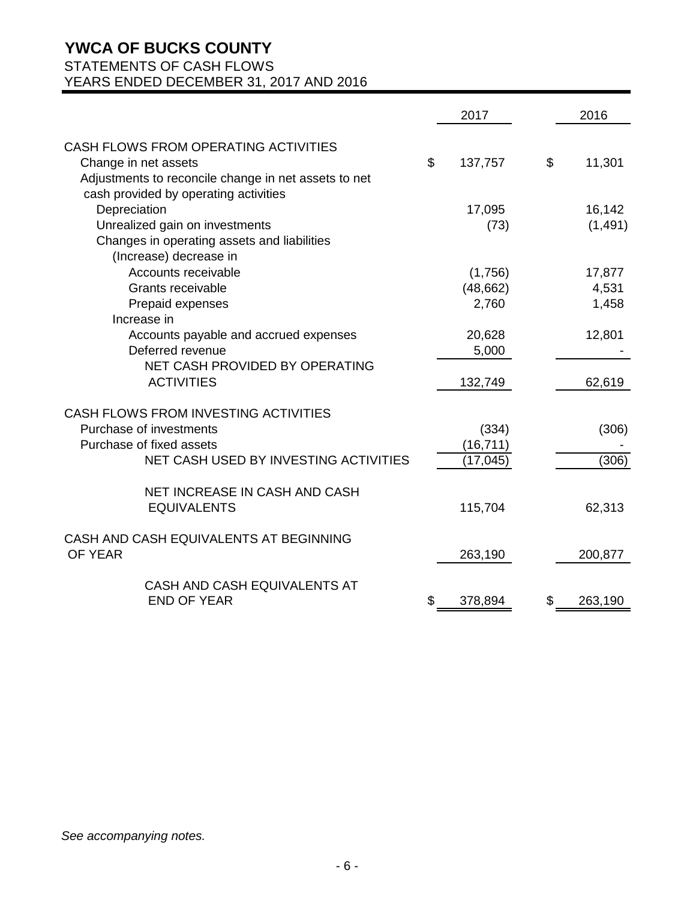# YWCA OF BUCKS COUNTY

STATEMENTS OF CASH FLOWS
YEARS ENDED DECEMBER 31, 2017 AND 2016

| | 2017 | 2016 |
|---|---|---|
| CASH FLOWS FROM OPERATING ACTIVITIES | | |
| Change in net assets | $ 137,757 | $ 11,301 |
| Adjustments to reconcile change in net assets to net cash provided by operating activities | | |
| Depreciation | 17,095 | 16,142 |
| Unrealized gain on investments | (73) | (1,491) |
| Changes in operating assets and liabilities | | |
| (Increase) decrease in | | |
| Accounts receivable | (1,756) | 17,877 |
| Grants receivable | (48,662) | 4,531 |
| Prepaid expenses | 2,760 | 1,458 |
| Increase in | | |
| Accounts payable and accrued expenses | 20,628 | 12,801 |
| Deferred revenue | 5,000 | - |
| NET CASH PROVIDED BY OPERATING ACTIVITIES | 132,749 | 62,619 |
| CASH FLOWS FROM INVESTING ACTIVITIES | | |
| Purchase of investments | (334) | (306) |
| Purchase of fixed assets | (16,711) | - |
| NET CASH USED BY INVESTING ACTIVITIES | (17,045) | (306) |
| NET INCREASE IN CASH AND CASH EQUIVALENTS | 115,704 | 62,313 |
| CASH AND CASH EQUIVALENTS AT BEGINNING OF YEAR | 263,190 | 200,877 |
| CASH AND CASH EQUIVALENTS AT END OF YEAR | $ 378,894 | $ 263,190 |

*See accompanying notes.*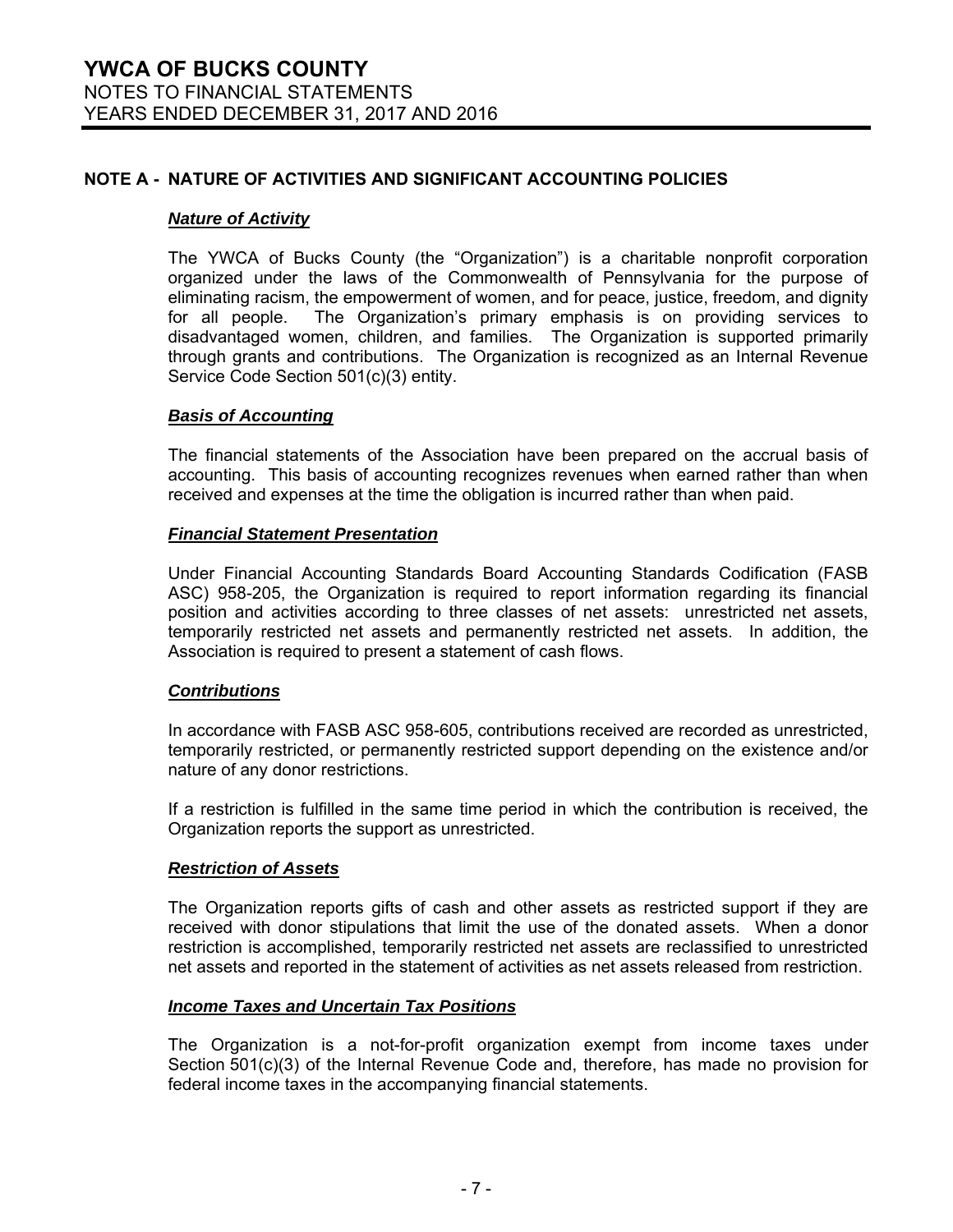## NOTE A - NATURE OF ACTIVITIES AND SIGNIFICANT ACCOUNTING POLICIES

### ***Nature of Activity***

The YWCA of Bucks County (the "Organization") is a charitable nonprofit corporation organized under the laws of the Commonwealth of Pennsylvania for the purpose of eliminating racism, the empowerment of women, and for peace, justice, freedom, and dignity for all people. The Organization's primary emphasis is on providing services to disadvantaged women, children, and families. The Organization is supported primarily through grants and contributions. The Organization is recognized as an Internal Revenue Service Code Section 501(c)(3) entity.

### ***Basis of Accounting***

The financial statements of the Association have been prepared on the accrual basis of accounting. This basis of accounting recognizes revenues when earned rather than when received and expenses at the time the obligation is incurred rather than when paid.

### ***Financial Statement Presentation***

Under Financial Accounting Standards Board Accounting Standards Codification (FASB ASC) 958-205, the Organization is required to report information regarding its financial position and activities according to three classes of net assets: unrestricted net assets, temporarily restricted net assets and permanently restricted net assets. In addition, the Association is required to present a statement of cash flows.

### ***Contributions***

In accordance with FASB ASC 958-605, contributions received are recorded as unrestricted, temporarily restricted, or permanently restricted support depending on the existence and/or nature of any donor restrictions.

If a restriction is fulfilled in the same time period in which the contribution is received, the Organization reports the support as unrestricted.

### ***Restriction of Assets***

The Organization reports gifts of cash and other assets as restricted support if they are received with donor stipulations that limit the use of the donated assets. When a donor restriction is accomplished, temporarily restricted net assets are reclassified to unrestricted net assets and reported in the statement of activities as net assets released from restriction.

### ***Income Taxes and Uncertain Tax Positions***

The Organization is a not-for-profit organization exempt from income taxes under Section 501(c)(3) of the Internal Revenue Code and, therefore, has made no provision for federal income taxes in the accompanying financial statements.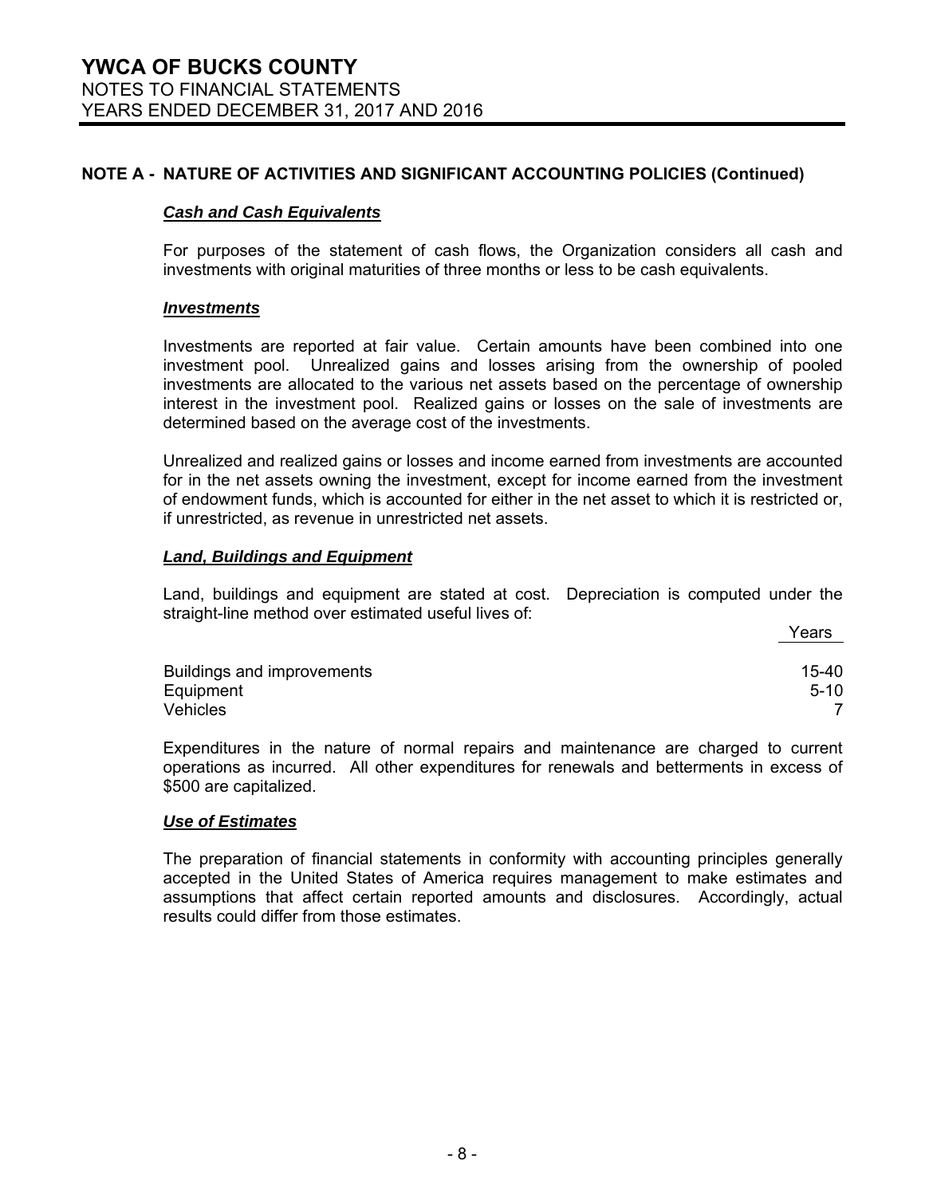## NOTE A - NATURE OF ACTIVITIES AND SIGNIFICANT ACCOUNTING POLICIES (Continued)

***Cash and Cash Equivalents***

For purposes of the statement of cash flows, the Organization considers all cash and investments with original maturities of three months or less to be cash equivalents.

***Investments***

Investments are reported at fair value. Certain amounts have been combined into one investment pool. Unrealized gains and losses arising from the ownership of pooled investments are allocated to the various net assets based on the percentage of ownership interest in the investment pool. Realized gains or losses on the sale of investments are determined based on the average cost of the investments.

Unrealized and realized gains or losses and income earned from investments are accounted for in the net assets owning the investment, except for income earned from the investment of endowment funds, which is accounted for either in the net asset to which it is restricted or, if unrestricted, as revenue in unrestricted net assets.

***Land, Buildings and Equipment***

Land, buildings and equipment are stated at cost. Depreciation is computed under the straight-line method over estimated useful lives of:

| | Years |
|---|---|
| Buildings and improvements | 15-40 |
| Equipment | 5-10 |
| Vehicles | 7 |

Expenditures in the nature of normal repairs and maintenance are charged to current operations as incurred. All other expenditures for renewals and betterments in excess of $500 are capitalized.

***Use of Estimates***

The preparation of financial statements in conformity with accounting principles generally accepted in the United States of America requires management to make estimates and assumptions that affect certain reported amounts and disclosures. Accordingly, actual results could differ from those estimates.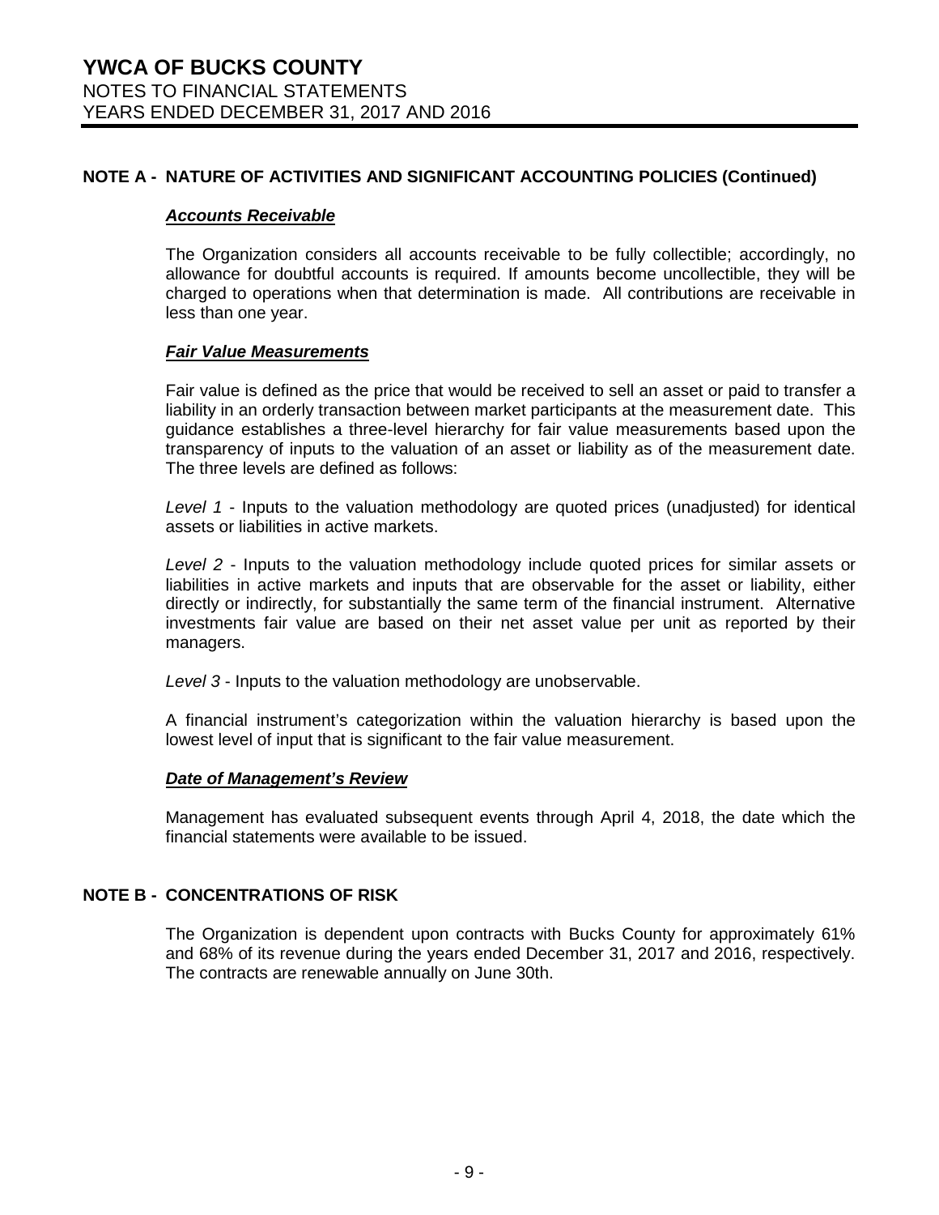## NOTE A - NATURE OF ACTIVITIES AND SIGNIFICANT ACCOUNTING POLICIES (Continued)

***Accounts Receivable***

The Organization considers all accounts receivable to be fully collectible; accordingly, no allowance for doubtful accounts is required. If amounts become uncollectible, they will be charged to operations when that determination is made. All contributions are receivable in less than one year.

***Fair Value Measurements***

Fair value is defined as the price that would be received to sell an asset or paid to transfer a liability in an orderly transaction between market participants at the measurement date. This guidance establishes a three-level hierarchy for fair value measurements based upon the transparency of inputs to the valuation of an asset or liability as of the measurement date. The three levels are defined as follows:

*Level 1* - Inputs to the valuation methodology are quoted prices (unadjusted) for identical assets or liabilities in active markets.

*Level 2* - Inputs to the valuation methodology include quoted prices for similar assets or liabilities in active markets and inputs that are observable for the asset or liability, either directly or indirectly, for substantially the same term of the financial instrument. Alternative investments fair value are based on their net asset value per unit as reported by their managers.

*Level 3* - Inputs to the valuation methodology are unobservable.

A financial instrument's categorization within the valuation hierarchy is based upon the lowest level of input that is significant to the fair value measurement.

***Date of Management's Review***

Management has evaluated subsequent events through April 4, 2018, the date which the financial statements were available to be issued.

## NOTE B - CONCENTRATIONS OF RISK

The Organization is dependent upon contracts with Bucks County for approximately 61% and 68% of its revenue during the years ended December 31, 2017 and 2016, respectively. The contracts are renewable annually on June 30th.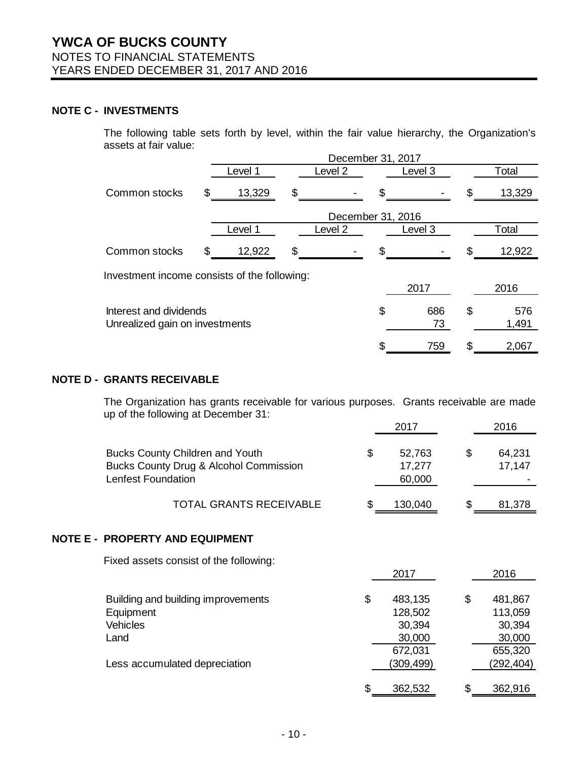## NOTE C - INVESTMENTS

The following table sets forth by level, within the fair value hierarchy, the Organization's assets at fair value:

| | December 31, 2017 | | | |
|---|---|---|---|---|
| | Level 1 | Level 2 | Level 3 | Total |
| Common stocks | $ 13,329 | $ - | $ - | $ 13,329 |

| | December 31, 2016 | | | |
|---|---|---|---|---|
| | Level 1 | Level 2 | Level 3 | Total |
| Common stocks | $ 12,922 | $ - | $ - | $ 12,922 |

Investment income consists of the following:

| | 2017 | 2016 |
|---|---|---|
| Interest and dividends | $ 686 | $ 576 |
| Unrealized gain on investments | 73 | 1,491 |
| | $ 759 | $ 2,067 |

## NOTE D - GRANTS RECEIVABLE

The Organization has grants receivable for various purposes. Grants receivable are made up of the following at December 31:

| | 2017 | 2016 |
|---|---|---|
| Bucks County Children and Youth | $ 52,763 | $ 64,231 |
| Bucks County Drug & Alcohol Commission | 17,277 | 17,147 |
| Lenfest Foundation | 60,000 | - |
| TOTAL GRANTS RECEIVABLE | $ 130,040 | $ 81,378 |

## NOTE E - PROPERTY AND EQUIPMENT

Fixed assets consist of the following:

| | 2017 | 2016 |
|---|---|---|
| Building and building improvements | $ 483,135 | $ 481,867 |
| Equipment | 128,502 | 113,059 |
| Vehicles | 30,394 | 30,394 |
| Land | 30,000 | 30,000 |
| | 672,031 | 655,320 |
| Less accumulated depreciation | (309,499) | (292,404) |
| | $ 362,532 | $ 362,916 |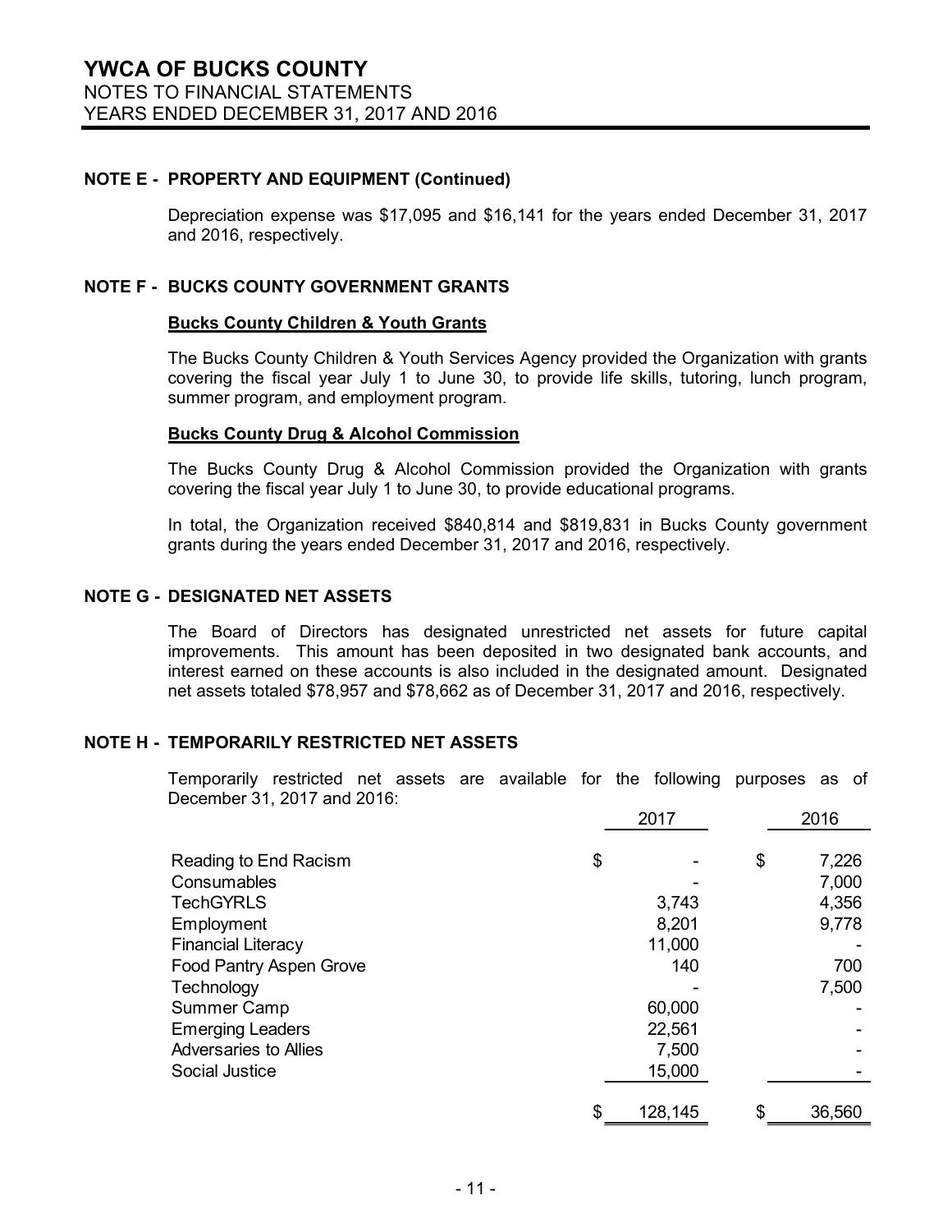# YWCA OF BUCKS COUNTY

NOTES TO FINANCIAL STATEMENTS

YEARS ENDED DECEMBER 31, 2017 AND 2016

### NOTE E - PROPERTY AND EQUIPMENT (Continued)

Depreciation expense was $17,095 and $16,141 for the years ended December 31, 2017 and 2016, respectively.

### NOTE F - BUCKS COUNTY GOVERNMENT GRANTS

**Bucks County Children & Youth Grants**

The Bucks County Children & Youth Services Agency provided the Organization with grants covering the fiscal year July 1 to June 30, to provide life skills, tutoring, lunch program, summer program, and employment program.

**Bucks County Drug & Alcohol Commission**

The Bucks County Drug & Alcohol Commission provided the Organization with grants covering the fiscal year July 1 to June 30, to provide educational programs.

In total, the Organization received $840,814 and $819,831 in Bucks County government grants during the years ended December 31, 2017 and 2016, respectively.

### NOTE G - DESIGNATED NET ASSETS

The Board of Directors has designated unrestricted net assets for future capital improvements. This amount has been deposited in two designated bank accounts, and interest earned on these accounts is also included in the designated amount. Designated net assets totaled $78,957 and $78,662 as of December 31, 2017 and 2016, respectively.

### NOTE H - TEMPORARILY RESTRICTED NET ASSETS

Temporarily restricted net assets are available for the following purposes as of December 31, 2017 and 2016:

| | 2017 | 2016 |
|---|---|---|
| Reading to End Racism | $ - | $ 7,226 |
| Consumables | - | 7,000 |
| TechGYRLS | 3,743 | 4,356 |
| Employment | 8,201 | 9,778 |
| Financial Literacy | 11,000 | - |
| Food Pantry Aspen Grove | 140 | 700 |
| Technology | - | 7,500 |
| Summer Camp | 60,000 | - |
| Emerging Leaders | 22,561 | - |
| Adversaries to Allies | 7,500 | - |
| Social Justice | 15,000 | - |
| | $ 128,145 | $ 36,560 |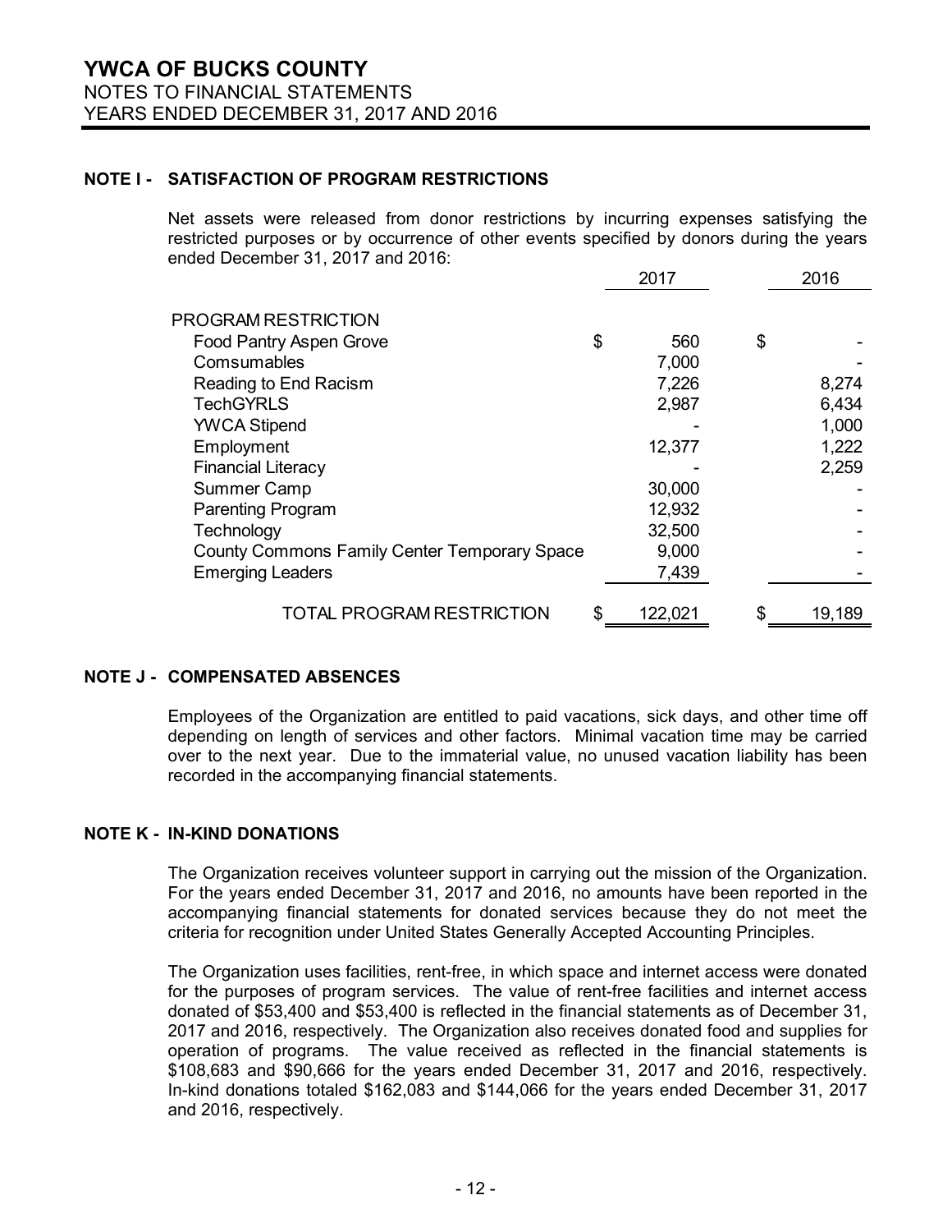## NOTE I - SATISFACTION OF PROGRAM RESTRICTIONS

Net assets were released from donor restrictions by incurring expenses satisfying the restricted purposes or by occurrence of other events specified by donors during the years ended December 31, 2017 and 2016:

| | 2017 | 2016 |
|---|---|---|
| PROGRAM RESTRICTION | | |
| Food Pantry Aspen Grove | $ 560 | $ - |
| Comsumables | 7,000 | - |
| Reading to End Racism | 7,226 | 8,274 |
| TechGYRLS | 2,987 | 6,434 |
| YWCA Stipend | - | 1,000 |
| Employment | 12,377 | 1,222 |
| Financial Literacy | - | 2,259 |
| Summer Camp | 30,000 | - |
| Parenting Program | 12,932 | - |
| Technology | 32,500 | - |
| County Commons Family Center Temporary Space | 9,000 | - |
| Emerging Leaders | 7,439 | - |
| TOTAL PROGRAM RESTRICTION | $ 122,021 | $ 19,189 |

## NOTE J - COMPENSATED ABSENCES

Employees of the Organization are entitled to paid vacations, sick days, and other time off depending on length of services and other factors. Minimal vacation time may be carried over to the next year. Due to the immaterial value, no unused vacation liability has been recorded in the accompanying financial statements.

## NOTE K - IN-KIND DONATIONS

The Organization receives volunteer support in carrying out the mission of the Organization. For the years ended December 31, 2017 and 2016, no amounts have been reported in the accompanying financial statements for donated services because they do not meet the criteria for recognition under United States Generally Accepted Accounting Principles.

The Organization uses facilities, rent-free, in which space and internet access were donated for the purposes of program services. The value of rent-free facilities and internet access donated of $53,400 and $53,400 is reflected in the financial statements as of December 31, 2017 and 2016, respectively. The Organization also receives donated food and supplies for operation of programs. The value received as reflected in the financial statements is $108,683 and $90,666 for the years ended December 31, 2017 and 2016, respectively. In-kind donations totaled $162,083 and $144,066 for the years ended December 31, 2017 and 2016, respectively.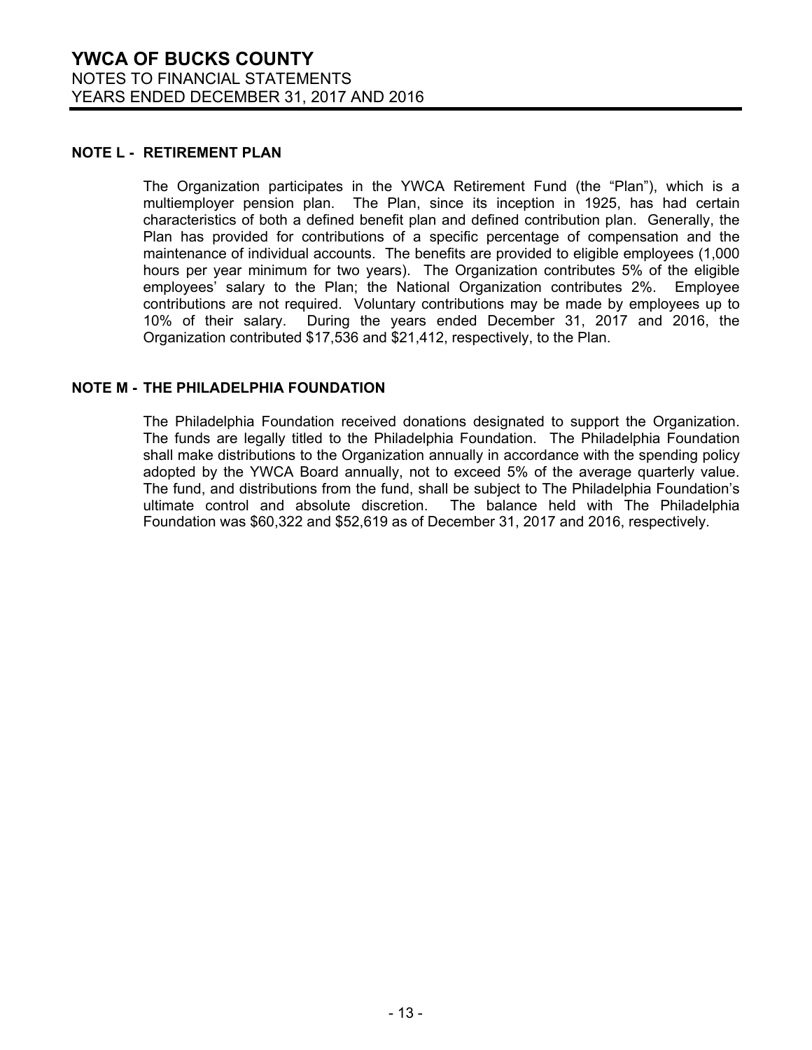## NOTE L - RETIREMENT PLAN

The Organization participates in the YWCA Retirement Fund (the "Plan"), which is a multiemployer pension plan. The Plan, since its inception in 1925, has had certain characteristics of both a defined benefit plan and defined contribution plan. Generally, the Plan has provided for contributions of a specific percentage of compensation and the maintenance of individual accounts. The benefits are provided to eligible employees (1,000 hours per year minimum for two years). The Organization contributes 5% of the eligible employees' salary to the Plan; the National Organization contributes 2%. Employee contributions are not required. Voluntary contributions may be made by employees up to 10% of their salary. During the years ended December 31, 2017 and 2016, the Organization contributed $17,536 and $21,412, respectively, to the Plan.

## NOTE M - THE PHILADELPHIA FOUNDATION

The Philadelphia Foundation received donations designated to support the Organization. The funds are legally titled to the Philadelphia Foundation. The Philadelphia Foundation shall make distributions to the Organization annually in accordance with the spending policy adopted by the YWCA Board annually, not to exceed 5% of the average quarterly value. The fund, and distributions from the fund, shall be subject to The Philadelphia Foundation's ultimate control and absolute discretion. The balance held with The Philadelphia Foundation was $60,322 and $52,619 as of December 31, 2017 and 2016, respectively.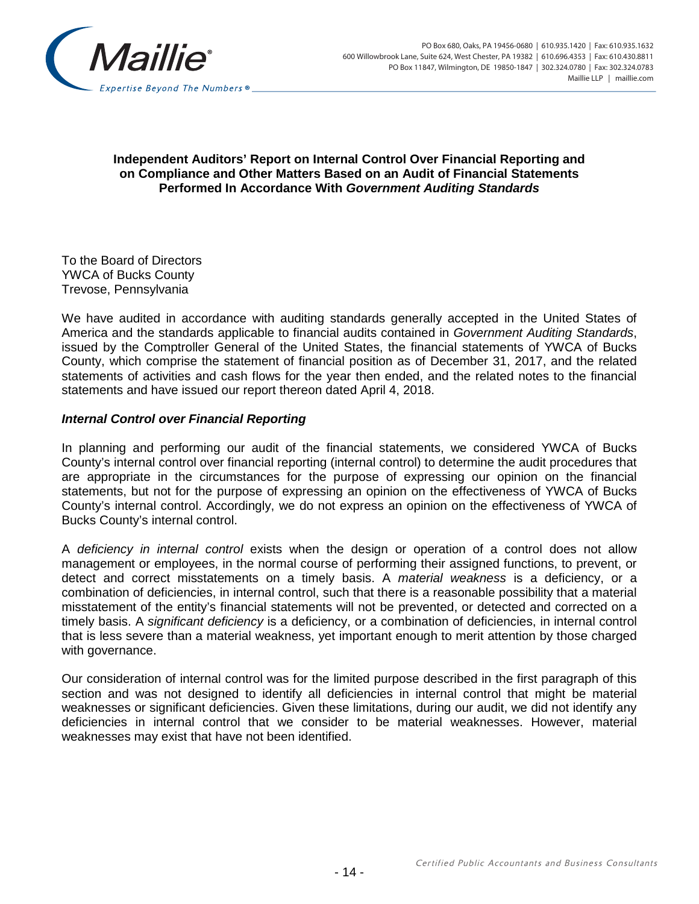**Independent Auditors' Report on Internal Control Over Financial Reporting and on Compliance and Other Matters Based on an Audit of Financial Statements Performed In Accordance With *Government Auditing Standards***

To the Board of Directors
YWCA of Bucks County
Trevose, Pennsylvania

We have audited in accordance with auditing standards generally accepted in the United States of America and the standards applicable to financial audits contained in *Government Auditing Standards*, issued by the Comptroller General of the United States, the financial statements of YWCA of Bucks County, which comprise the statement of financial position as of December 31, 2017, and the related statements of activities and cash flows for the year then ended, and the related notes to the financial statements and have issued our report thereon dated April 4, 2018.

***Internal Control over Financial Reporting***

In planning and performing our audit of the financial statements, we considered YWCA of Bucks County's internal control over financial reporting (internal control) to determine the audit procedures that are appropriate in the circumstances for the purpose of expressing our opinion on the financial statements, but not for the purpose of expressing an opinion on the effectiveness of YWCA of Bucks County's internal control. Accordingly, we do not express an opinion on the effectiveness of YWCA of Bucks County's internal control.

A *deficiency in internal control* exists when the design or operation of a control does not allow management or employees, in the normal course of performing their assigned functions, to prevent, or detect and correct misstatements on a timely basis. A *material weakness* is a deficiency, or a combination of deficiencies, in internal control, such that there is a reasonable possibility that a material misstatement of the entity's financial statements will not be prevented, or detected and corrected on a timely basis. A *significant deficiency* is a deficiency, or a combination of deficiencies, in internal control that is less severe than a material weakness, yet important enough to merit attention by those charged with governance.

Our consideration of internal control was for the limited purpose described in the first paragraph of this section and was not designed to identify all deficiencies in internal control that might be material weaknesses or significant deficiencies. Given these limitations, during our audit, we did not identify any deficiencies in internal control that we consider to be material weaknesses. However, material weaknesses may exist that have not been identified.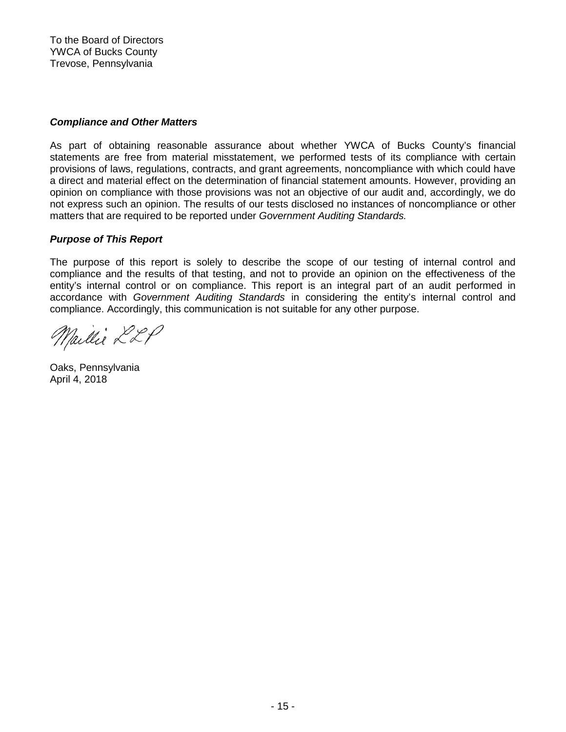To the Board of Directors
YWCA of Bucks County
Trevose, Pennsylvania

***Compliance and Other Matters***

As part of obtaining reasonable assurance about whether YWCA of Bucks County's financial statements are free from material misstatement, we performed tests of its compliance with certain provisions of laws, regulations, contracts, and grant agreements, noncompliance with which could have a direct and material effect on the determination of financial statement amounts. However, providing an opinion on compliance with those provisions was not an objective of our audit and, accordingly, we do not express such an opinion. The results of our tests disclosed no instances of noncompliance or other matters that are required to be reported under *Government Auditing Standards.*

***Purpose of This Report***

The purpose of this report is solely to describe the scope of our testing of internal control and compliance and the results of that testing, and not to provide an opinion on the effectiveness of the entity's internal control or on compliance. This report is an integral part of an audit performed in accordance with *Government Auditing Standards* in considering the entity's internal control and compliance. Accordingly, this communication is not suitable for any other purpose.

Maillie LLP

Oaks, Pennsylvania
April 4, 2018